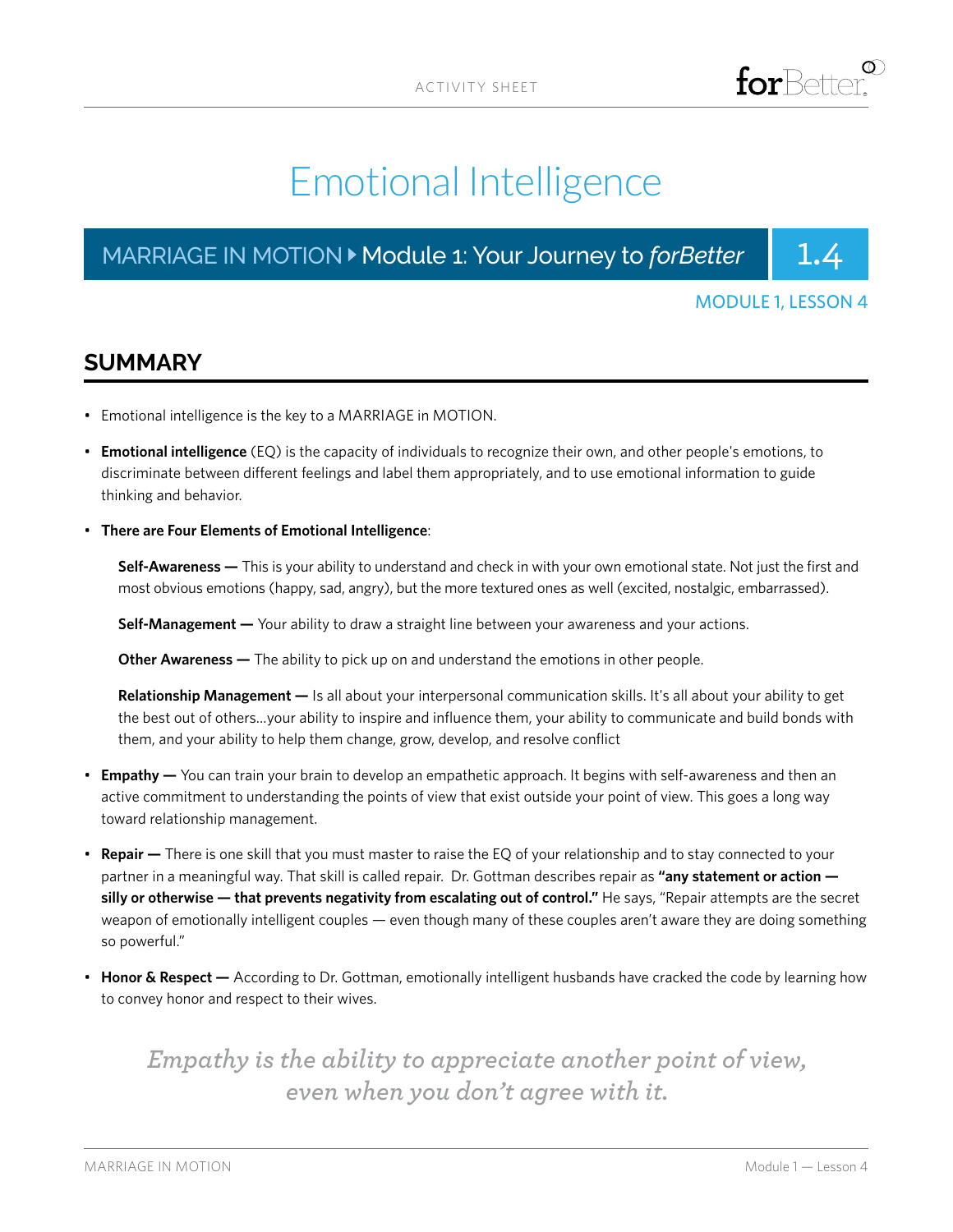ACTIVITY SHEET

# Emotional Intelligence

**MARRIAGE IN MOTION ▸ Module 1: Your Journey to *forBetter*** **1.4**

MODULE 1, LESSON 4

## SUMMARY

- Emotional intelligence is the key to a MARRIAGE in MOTION.
- **Emotional intelligence** (EQ) is the capacity of individuals to recognize their own, and other people's emotions, to discriminate between different feelings and label them appropriately, and to use emotional information to guide thinking and behavior.
- **There are Four Elements of Emotional Intelligence**:

  **Self-Awareness —** This is your ability to understand and check in with your own emotional state. Not just the first and most obvious emotions (happy, sad, angry), but the more textured ones as well (excited, nostalgic, embarrassed).

  **Self-Management —** Your ability to draw a straight line between your awareness and your actions.

  **Other Awareness —** The ability to pick up on and understand the emotions in other people.

  **Relationship Management —** Is all about your interpersonal communication skills. It's all about your ability to get the best out of others...your ability to inspire and influence them, your ability to communicate and build bonds with them, and your ability to help them change, grow, develop, and resolve conflict

- **Empathy —** You can train your brain to develop an empathetic approach. It begins with self-awareness and then an active commitment to understanding the points of view that exist outside your point of view. This goes a long way toward relationship management.
- **Repair —** There is one skill that you must master to raise the EQ of your relationship and to stay connected to your partner in a meaningful way. That skill is called repair. Dr. Gottman describes repair as **"any statement or action — silly or otherwise — that prevents negativity from escalating out of control."** He says, "Repair attempts are the secret weapon of emotionally intelligent couples — even though many of these couples aren't aware they are doing something so powerful."
- **Honor & Respect —** According to Dr. Gottman, emotionally intelligent husbands have cracked the code by learning how to convey honor and respect to their wives.

*Empathy is the ability to appreciate another point of view, even when you don't agree with it.*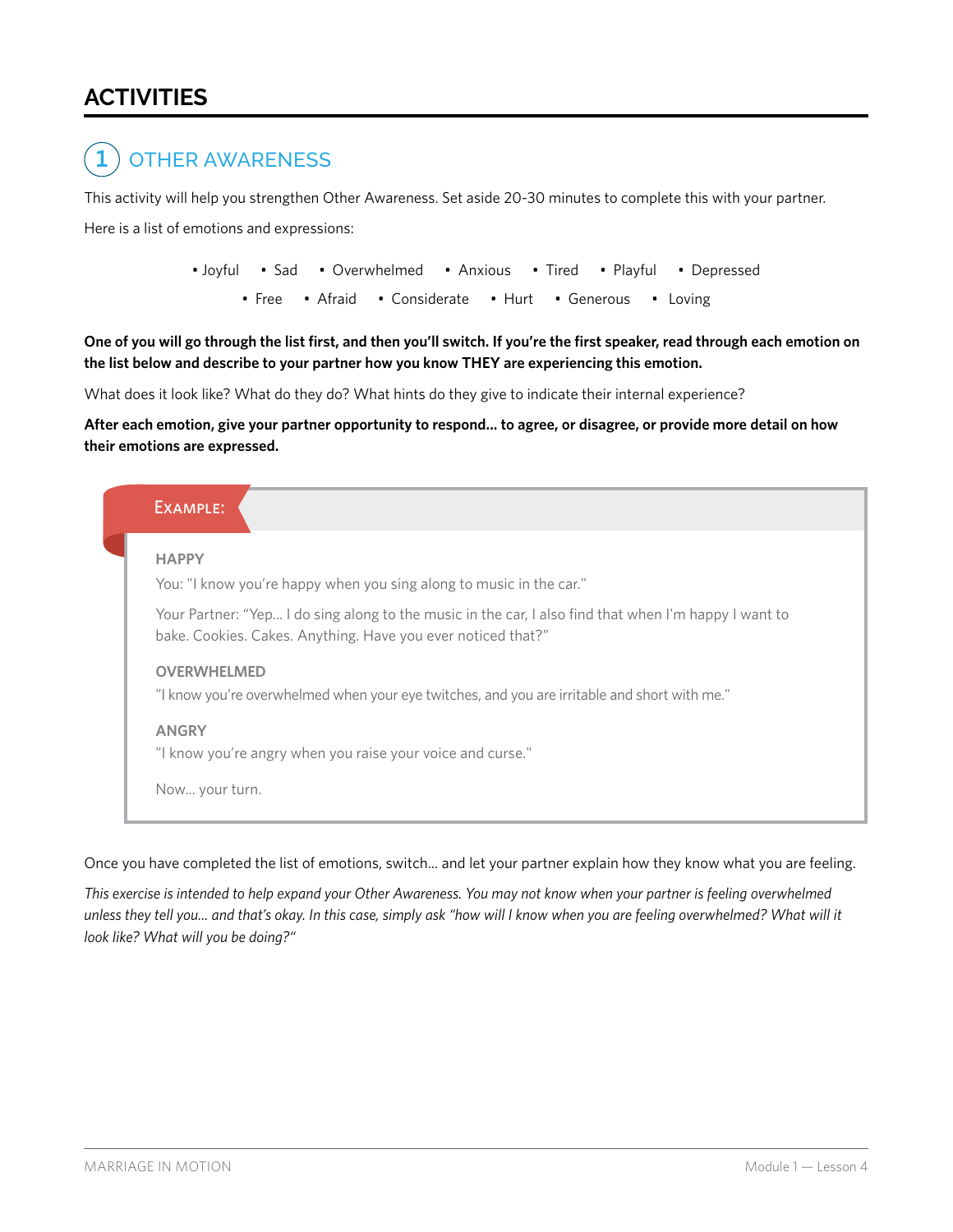# ACTIVITIES

## 1 OTHER AWARENESS

This activity will help you strengthen Other Awareness. Set aside 20-30 minutes to complete this with your partner.

Here is a list of emotions and expressions:

- Joyful
- Sad
- Overwhelmed
- Anxious
- Tired
- Playful
- Depressed
- Free
- Afraid
- Considerate
- Hurt
- Generous
- Loving

**One of you will go through the list first, and then you'll switch. If you're the first speaker, read through each emotion on the list below and describe to your partner how you know THEY are experiencing this emotion.**

What does it look like? What do they do? What hints do they give to indicate their internal experience?

**After each emotion, give your partner opportunity to respond... to agree, or disagree, or provide more detail on how their emotions are expressed.**

> **EXAMPLE:**
>
> **HAPPY**
>
> You: "I know you're happy when you sing along to music in the car."
>
> Your Partner: "Yep... I do sing along to the music in the car, I also find that when I'm happy I want to bake. Cookies. Cakes. Anything. Have you ever noticed that?"
>
> **OVERWHELMED**
>
> "I know you're overwhelmed when your eye twitches, and you are irritable and short with me."
>
> **ANGRY**
>
> "I know you're angry when you raise your voice and curse."
>
> Now... your turn.

Once you have completed the list of emotions, switch... and let your partner explain how they know what you are feeling.

*This exercise is intended to help expand your Other Awareness. You may not know when your partner is feeling overwhelmed unless they tell you... and that's okay. In this case, simply ask "how will I know when you are feeling overwhelmed? What will it look like? What will you be doing?"*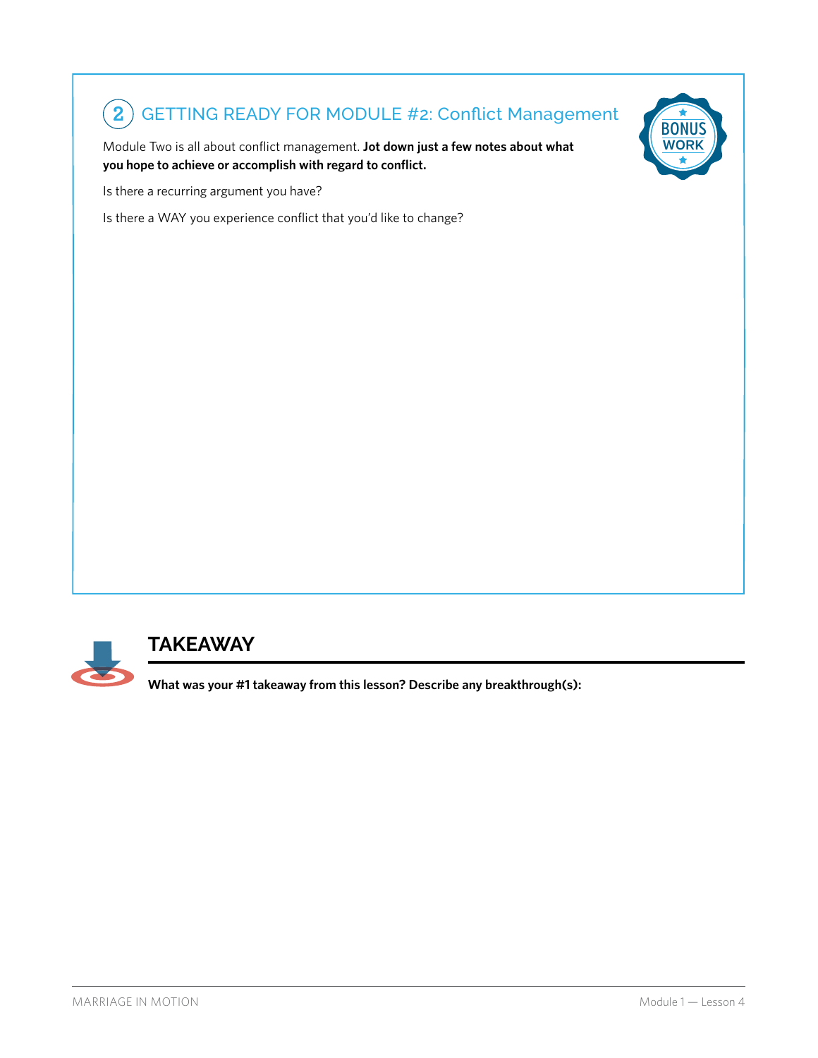## 2 GETTING READY FOR MODULE #2: Conflict Management

BONUS WORK

Module Two is all about conflict management. **Jot down just a few notes about what you hope to achieve or accomplish with regard to conflict.**

Is there a recurring argument you have?

Is there a WAY you experience conflict that you'd like to change?

## TAKEAWAY

**What was your #1 takeaway from this lesson? Describe any breakthrough(s):**